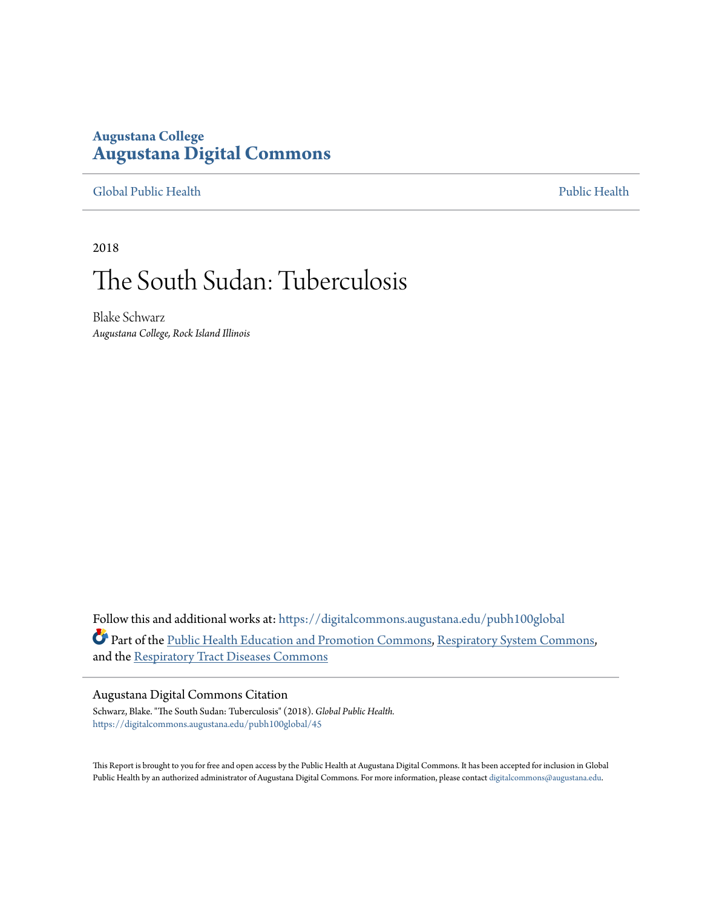Augustana College
**Augustana Digital Commons**

Global Public Health | Public Health

2018

# The South Sudan: Tuberculosis

Blake Schwarz
*Augustana College, Rock Island Illinois*

Follow this and additional works at: https://digitalcommons.augustana.edu/pubh100global

Part of the Public Health Education and Promotion Commons, Respiratory System Commons, and the Respiratory Tract Diseases Commons

Augustana Digital Commons Citation

Schwarz, Blake. "The South Sudan: Tuberculosis" (2018). *Global Public Health.*
https://digitalcommons.augustana.edu/pubh100global/45

This Report is brought to you for free and open access by the Public Health at Augustana Digital Commons. It has been accepted for inclusion in Global Public Health by an authorized administrator of Augustana Digital Commons. For more information, please contact digitalcommons@augustana.edu.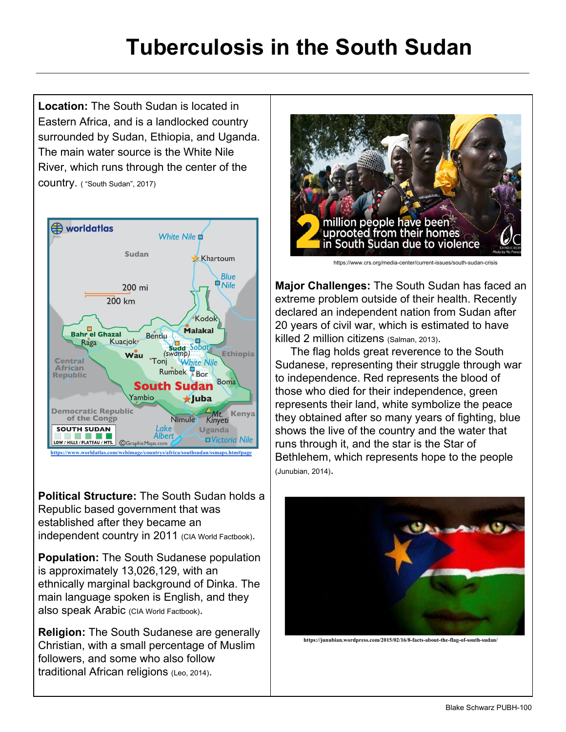# Tuberculosis in the South Sudan

**Location:** The South Sudan is located in Eastern Africa, and is a landlocked country surrounded by Sudan, Ethiopia, and Uganda. The main water source is the White Nile River, which runs through the center of the country. ( "South Sudan", 2017)

https://www.worldatlas.com/webimage/countrys/africa/southsudan/ssmaps.htm#page

**Political Structure:** The South Sudan holds a Republic based government that was established after they became an independent country in 2011 (CIA World Factbook).

**Population:** The South Sudanese population is approximately 13,026,129, with an ethnically marginal background of Dinka. The main language spoken is English, and they also speak Arabic (CIA World Factbook).

**Religion:** The South Sudanese are generally Christian, with a small percentage of Muslim followers, and some who also follow traditional African religions (Leo, 2014).

https://www.crs.org/media-center/current-issues/south-sudan-crisis

**Major Challenges:** The South Sudan has faced an extreme problem outside of their health. Recently declared an independent nation from Sudan after 20 years of civil war, which is estimated to have killed 2 million citizens (Salman, 2013).

The flag holds great reverence to the South Sudanese, representing their struggle through war to independence. Red represents the blood of those who died for their independence, green represents their land, white symbolize the peace they obtained after so many years of fighting, blue shows the live of the country and the water that runs through it, and the star is the Star of Bethlehem, which represents hope to the people (Junubian, 2014).

https://junubian.wordpress.com/2015/02/16/8-facts-about-the-flag-of-south-sudan/

Blake Schwarz PUBH-100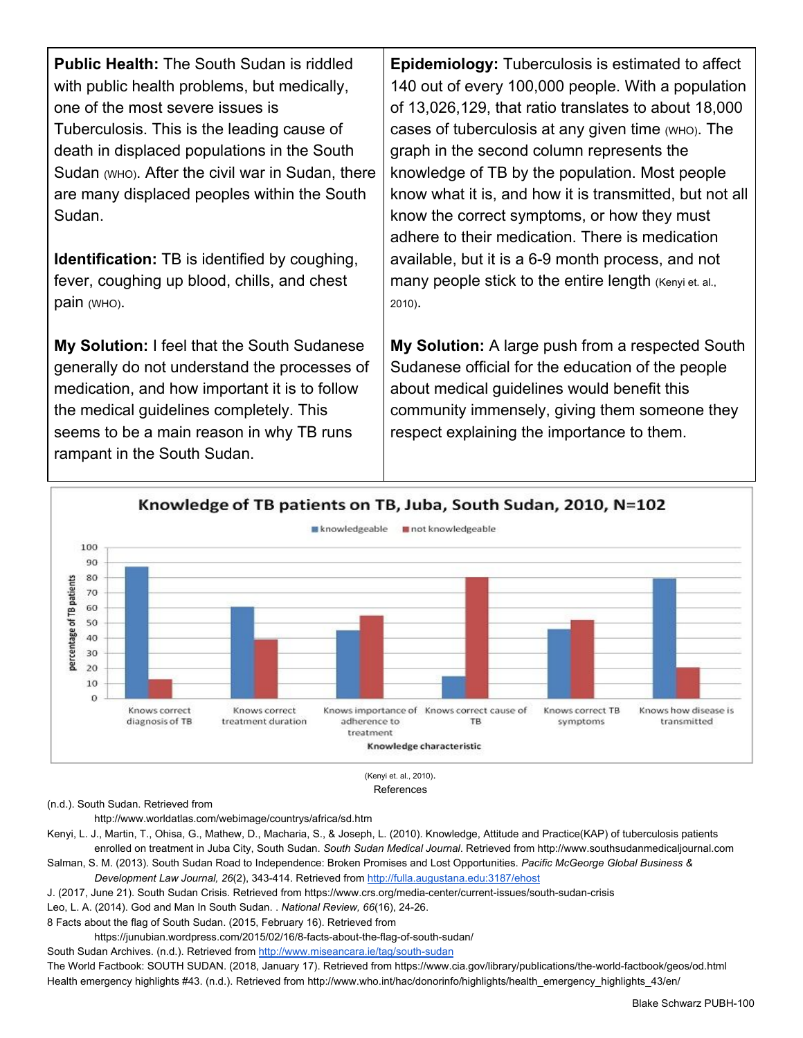**Public Health:** The South Sudan is riddled with public health problems, but medically, one of the most severe issues is Tuberculosis. This is the leading cause of death in displaced populations in the South Sudan (WHO). After the civil war in Sudan, there are many displaced peoples within the South Sudan.

**Identification:** TB is identified by coughing, fever, coughing up blood, chills, and chest pain (WHO).

**My Solution:** I feel that the South Sudanese generally do not understand the processes of medication, and how important it is to follow the medical guidelines completely. This seems to be a main reason in why TB runs rampant in the South Sudan.

**Epidemiology:** Tuberculosis is estimated to affect 140 out of every 100,000 people. With a population of 13,026,129, that ratio translates to about 18,000 cases of tuberculosis at any given time (WHO). The graph in the second column represents the knowledge of TB by the population. Most people know what it is, and how it is transmitted, but not all know the correct symptoms, or how they must adhere to their medication. There is medication available, but it is a 6-9 month process, and not many people stick to the entire length (Kenyi et. al., 2010).

**My Solution:** A large push from a respected South Sudanese official for the education of the people about medical guidelines would benefit this community immensely, giving them someone they respect explaining the importance to them.

Knowledge of TB patients on TB, Juba, South Sudan, 2010, N=102

knowledgeable
not knowledgeable

percentage of TB patients

0
10
20
30
40
50
60
70
80
90
100

Knows correct diagnosis of TB
Knows correct treatment duration
Knows importance of adherence to treatment
Knows correct cause of TB
Knows correct TB symptoms
Knows how disease is transmitted

Knowledge characteristic

(Kenyi et. al., 2010).

References

(n.d.). South Sudan. Retrieved from http://www.worldatlas.com/webimage/countrys/africa/sd.htm

Kenyi, L. J., Martin, T., Ohisa, G., Mathew, D., Macharia, S., & Joseph, L. (2010). Knowledge, Attitude and Practice(KAP) of tuberculosis patients enrolled on treatment in Juba City, South Sudan. *South Sudan Medical Journal*. Retrieved from http://www.southsudanmedicaljournal.com

Salman, S. M. (2013). South Sudan Road to Independence: Broken Promises and Lost Opportunities. *Pacific McGeorge Global Business & Development Law Journal, 26*(2), 343-414. Retrieved from http://fulla.augustana.edu:3187/ehost

J. (2017, June 21). South Sudan Crisis. Retrieved from https://www.crs.org/media-center/current-issues/south-sudan-crisis

Leo, L. A. (2014). God and Man In South Sudan. . *National Review, 66*(16), 24-26.

8 Facts about the flag of South Sudan. (2015, February 16). Retrieved from https://junubian.wordpress.com/2015/02/16/8-facts-about-the-flag-of-south-sudan/

South Sudan Archives. (n.d.). Retrieved from http://www.miseancara.ie/tag/south-sudan

The World Factbook: SOUTH SUDAN. (2018, January 17). Retrieved from https://www.cia.gov/library/publications/the-world-factbook/geos/od.html

Health emergency highlights #43. (n.d.). Retrieved from http://www.who.int/hac/donorinfo/highlights/health_emergency_highlights_43/en/

Blake Schwarz PUBH-100